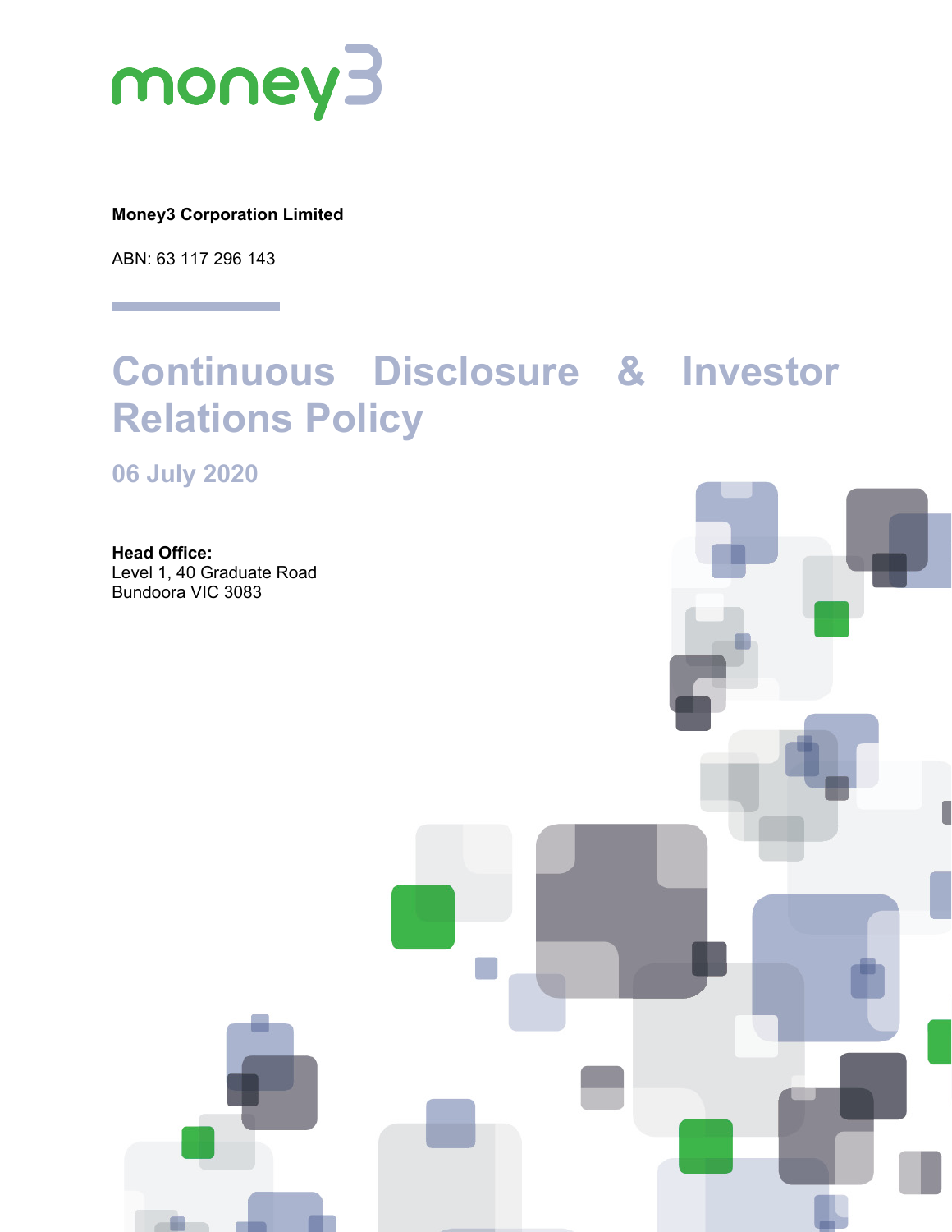money3

**Money3 Corporation Limited**

ABN: 63 117 296 143

# Continuous Disclosure & Investor Relations Policy

## 06 July 2020

**Head Office:**
Level 1, 40 Graduate Road
Bundoora VIC 3083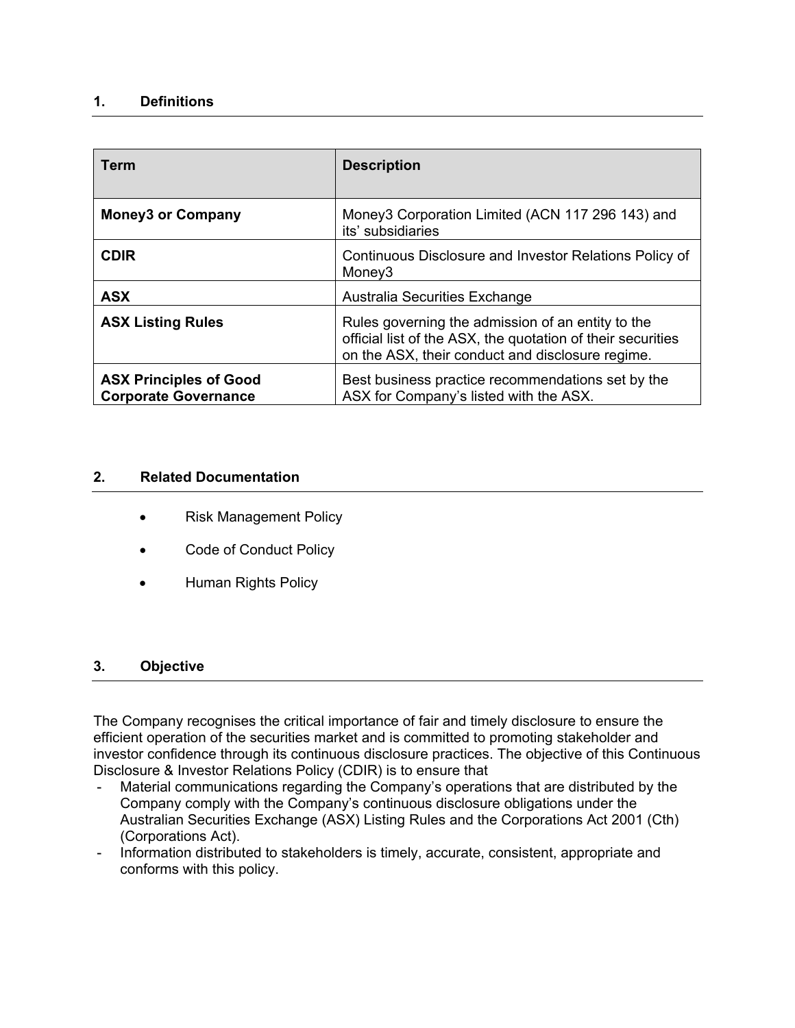## 1. Definitions

| Term | Description |
|---|---|
| **Money3 or Company** | Money3 Corporation Limited (ACN 117 296 143) and its' subsidiaries |
| **CDIR** | Continuous Disclosure and Investor Relations Policy of Money3 |
| **ASX** | Australia Securities Exchange |
| **ASX Listing Rules** | Rules governing the admission of an entity to the official list of the ASX, the quotation of their securities on the ASX, their conduct and disclosure regime. |
| **ASX Principles of Good Corporate Governance** | Best business practice recommendations set by the ASX for Company's listed with the ASX. |

## 2. Related Documentation

- Risk Management Policy
- Code of Conduct Policy
- Human Rights Policy

## 3. Objective

The Company recognises the critical importance of fair and timely disclosure to ensure the efficient operation of the securities market and is committed to promoting stakeholder and investor confidence through its continuous disclosure practices. The objective of this Continuous Disclosure & Investor Relations Policy (CDIR) is to ensure that

- Material communications regarding the Company's operations that are distributed by the Company comply with the Company's continuous disclosure obligations under the Australian Securities Exchange (ASX) Listing Rules and the Corporations Act 2001 (Cth) (Corporations Act).
- Information distributed to stakeholders is timely, accurate, consistent, appropriate and conforms with this policy.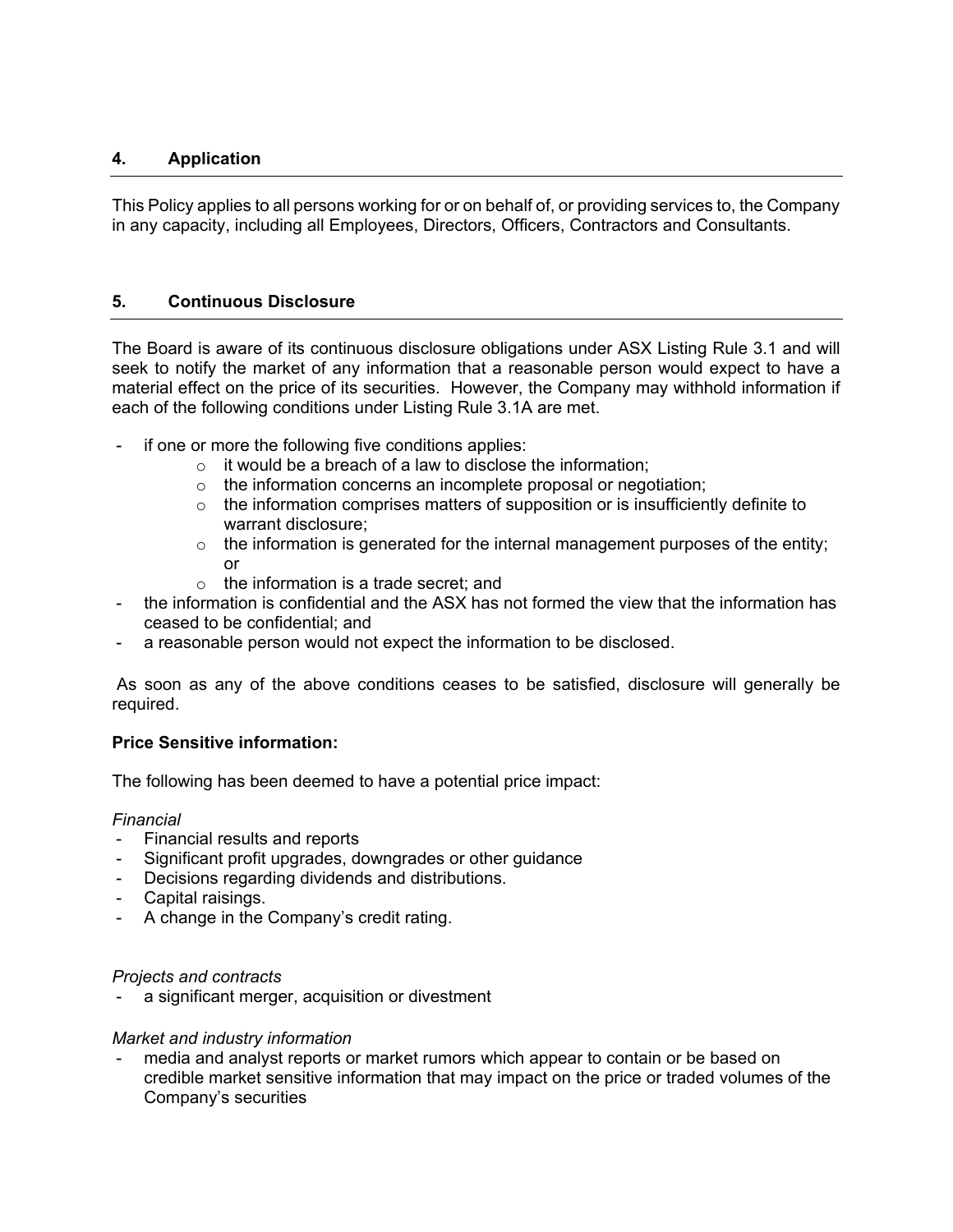## 4. Application

This Policy applies to all persons working for or on behalf of, or providing services to, the Company in any capacity, including all Employees, Directors, Officers, Contractors and Consultants.

## 5. Continuous Disclosure

The Board is aware of its continuous disclosure obligations under ASX Listing Rule 3.1 and will seek to notify the market of any information that a reasonable person would expect to have a material effect on the price of its securities. However, the Company may withhold information if each of the following conditions under Listing Rule 3.1A are met.

- if one or more the following five conditions applies:
    - it would be a breach of a law to disclose the information;
    - the information concerns an incomplete proposal or negotiation;
    - the information comprises matters of supposition or is insufficiently definite to warrant disclosure;
    - the information is generated for the internal management purposes of the entity; or
    - the information is a trade secret; and
- the information is confidential and the ASX has not formed the view that the information has ceased to be confidential; and
- a reasonable person would not expect the information to be disclosed.

As soon as any of the above conditions ceases to be satisfied, disclosure will generally be required.

**Price Sensitive information:**

The following has been deemed to have a potential price impact:

*Financial*

- Financial results and reports
- Significant profit upgrades, downgrades or other guidance
- Decisions regarding dividends and distributions.
- Capital raisings.
- A change in the Company's credit rating.

*Projects and contracts*

- a significant merger, acquisition or divestment

*Market and industry information*

- media and analyst reports or market rumors which appear to contain or be based on credible market sensitive information that may impact on the price or traded volumes of the Company's securities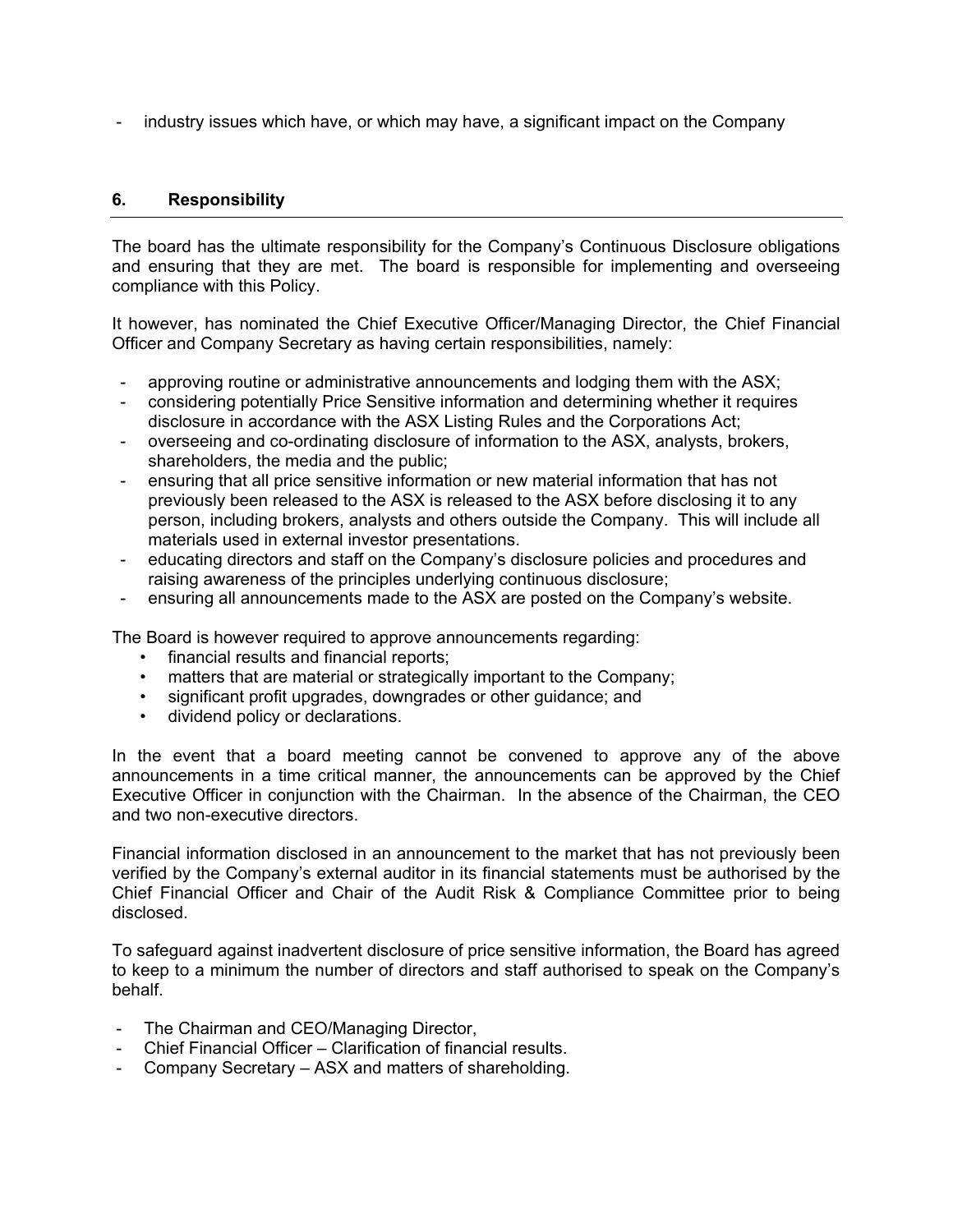- industry issues which have, or which may have, a significant impact on the Company

## 6. Responsibility

The board has the ultimate responsibility for the Company's Continuous Disclosure obligations and ensuring that they are met. The board is responsible for implementing and overseeing compliance with this Policy.

It however, has nominated the Chief Executive Officer/Managing Director, the Chief Financial Officer and Company Secretary as having certain responsibilities, namely:

- approving routine or administrative announcements and lodging them with the ASX;
- considering potentially Price Sensitive information and determining whether it requires disclosure in accordance with the ASX Listing Rules and the Corporations Act;
- overseeing and co-ordinating disclosure of information to the ASX, analysts, brokers, shareholders, the media and the public;
- ensuring that all price sensitive information or new material information that has not previously been released to the ASX is released to the ASX before disclosing it to any person, including brokers, analysts and others outside the Company. This will include all materials used in external investor presentations.
- educating directors and staff on the Company's disclosure policies and procedures and raising awareness of the principles underlying continuous disclosure;
- ensuring all announcements made to the ASX are posted on the Company's website.

The Board is however required to approve announcements regarding:

- financial results and financial reports;
- matters that are material or strategically important to the Company;
- significant profit upgrades, downgrades or other guidance; and
- dividend policy or declarations.

In the event that a board meeting cannot be convened to approve any of the above announcements in a time critical manner, the announcements can be approved by the Chief Executive Officer in conjunction with the Chairman. In the absence of the Chairman, the CEO and two non-executive directors.

Financial information disclosed in an announcement to the market that has not previously been verified by the Company's external auditor in its financial statements must be authorised by the Chief Financial Officer and Chair of the Audit Risk & Compliance Committee prior to being disclosed.

To safeguard against inadvertent disclosure of price sensitive information, the Board has agreed to keep to a minimum the number of directors and staff authorised to speak on the Company's behalf.

- The Chairman and CEO/Managing Director,
- Chief Financial Officer – Clarification of financial results.
- Company Secretary – ASX and matters of shareholding.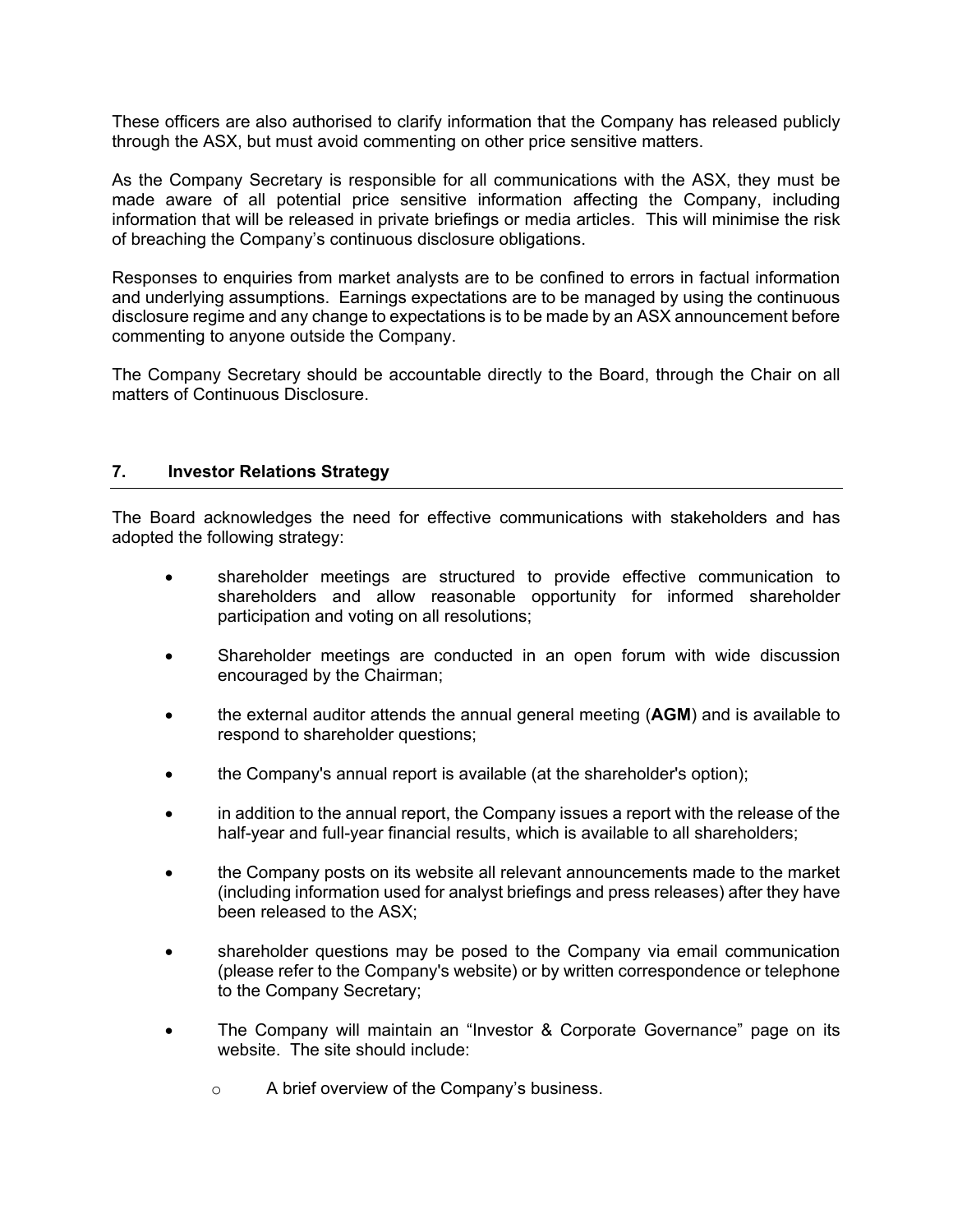These officers are also authorised to clarify information that the Company has released publicly through the ASX, but must avoid commenting on other price sensitive matters.

As the Company Secretary is responsible for all communications with the ASX, they must be made aware of all potential price sensitive information affecting the Company, including information that will be released in private briefings or media articles. This will minimise the risk of breaching the Company's continuous disclosure obligations.

Responses to enquiries from market analysts are to be confined to errors in factual information and underlying assumptions. Earnings expectations are to be managed by using the continuous disclosure regime and any change to expectations is to be made by an ASX announcement before commenting to anyone outside the Company.

The Company Secretary should be accountable directly to the Board, through the Chair on all matters of Continuous Disclosure.

## 7. Investor Relations Strategy

The Board acknowledges the need for effective communications with stakeholders and has adopted the following strategy:

- shareholder meetings are structured to provide effective communication to shareholders and allow reasonable opportunity for informed shareholder participation and voting on all resolutions;
- Shareholder meetings are conducted in an open forum with wide discussion encouraged by the Chairman;
- the external auditor attends the annual general meeting (**AGM**) and is available to respond to shareholder questions;
- the Company's annual report is available (at the shareholder's option);
- in addition to the annual report, the Company issues a report with the release of the half-year and full-year financial results, which is available to all shareholders;
- the Company posts on its website all relevant announcements made to the market (including information used for analyst briefings and press releases) after they have been released to the ASX;
- shareholder questions may be posed to the Company via email communication (please refer to the Company's website) or by written correspondence or telephone to the Company Secretary;
- The Company will maintain an "Investor & Corporate Governance" page on its website. The site should include:
  - A brief overview of the Company's business.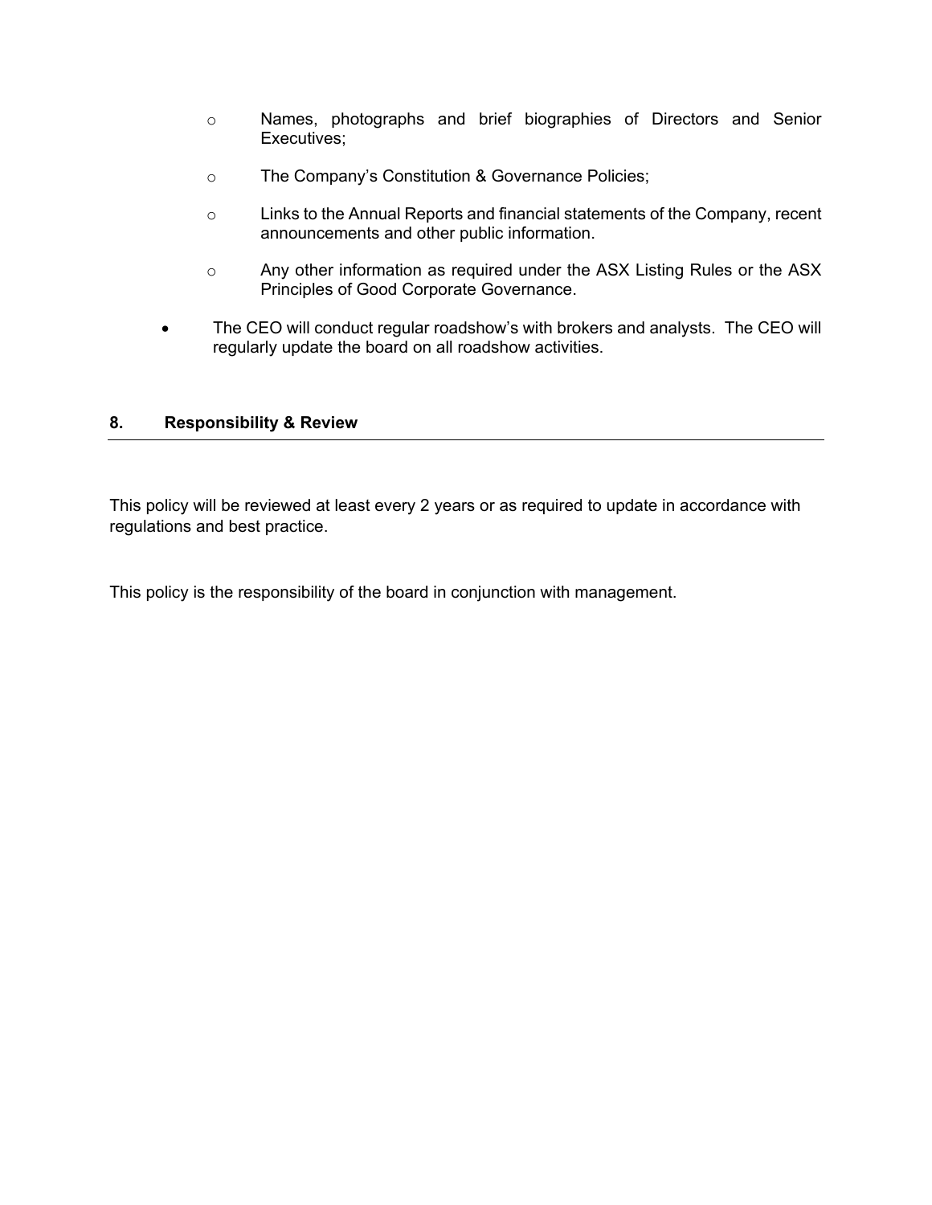- Names, photographs and brief biographies of Directors and Senior Executives;
  - The Company's Constitution & Governance Policies;
  - Links to the Annual Reports and financial statements of the Company, recent announcements and other public information.
  - Any other information as required under the ASX Listing Rules or the ASX Principles of Good Corporate Governance.

- The CEO will conduct regular roadshow's with brokers and analysts. The CEO will regularly update the board on all roadshow activities.

## 8. Responsibility & Review

This policy will be reviewed at least every 2 years or as required to update in accordance with regulations and best practice.

This policy is the responsibility of the board in conjunction with management.